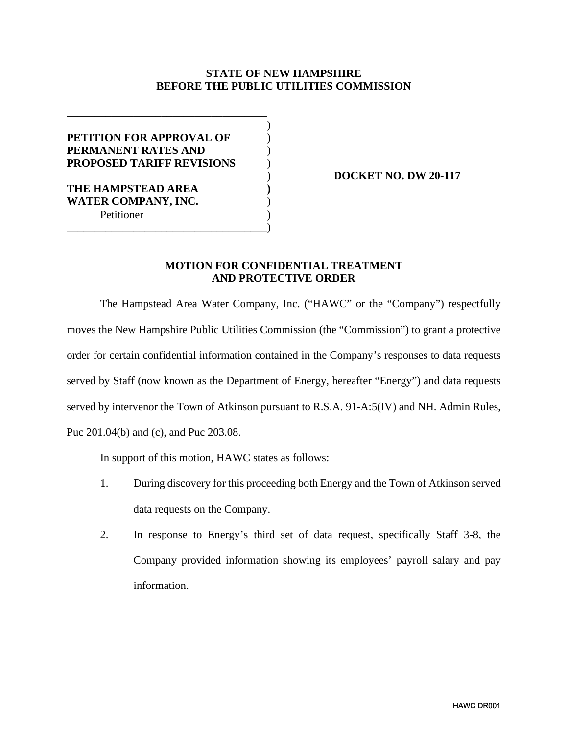**STATE OF NEW HAMPSHIRE**
**BEFORE THE PUBLIC UTILITIES COMMISSION**

**PETITION FOR APPROVAL OF PERMANENT RATES AND PROPOSED TARIFF REVISIONS**

**THE HAMPSTEAD AREA WATER COMPANY, INC.**
Petitioner

**DOCKET NO. DW 20-117**

## MOTION FOR CONFIDENTIAL TREATMENT AND PROTECTIVE ORDER

The Hampstead Area Water Company, Inc. ("HAWC" or the "Company") respectfully moves the New Hampshire Public Utilities Commission (the "Commission") to grant a protective order for certain confidential information contained in the Company's responses to data requests served by Staff (now known as the Department of Energy, hereafter "Energy") and data requests served by intervenor the Town of Atkinson pursuant to R.S.A. 91-A:5(IV) and NH. Admin Rules, Puc 201.04(b) and (c), and Puc 203.08.

In support of this motion, HAWC states as follows:

1. During discovery for this proceeding both Energy and the Town of Atkinson served data requests on the Company.
2. In response to Energy's third set of data request, specifically Staff 3-8, the Company provided information showing its employees' payroll salary and pay information.

HAWC DR001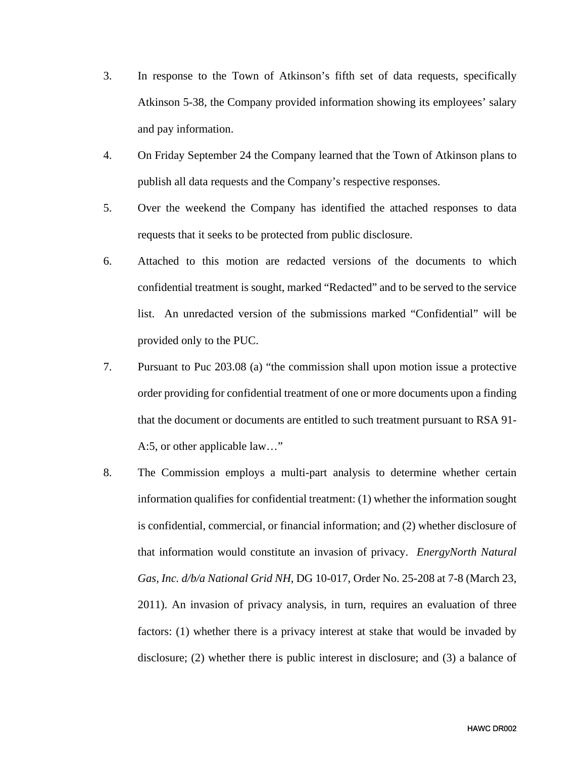3. In response to the Town of Atkinson's fifth set of data requests, specifically Atkinson 5-38, the Company provided information showing its employees' salary and pay information.

4. On Friday September 24 the Company learned that the Town of Atkinson plans to publish all data requests and the Company's respective responses.

5. Over the weekend the Company has identified the attached responses to data requests that it seeks to be protected from public disclosure.

6. Attached to this motion are redacted versions of the documents to which confidential treatment is sought, marked "Redacted" and to be served to the service list. An unredacted version of the submissions marked "Confidential" will be provided only to the PUC.

7. Pursuant to Puc 203.08 (a) "the commission shall upon motion issue a protective order providing for confidential treatment of one or more documents upon a finding that the document or documents are entitled to such treatment pursuant to RSA 91-A:5, or other applicable law…"

8. The Commission employs a multi-part analysis to determine whether certain information qualifies for confidential treatment: (1) whether the information sought is confidential, commercial, or financial information; and (2) whether disclosure of that information would constitute an invasion of privacy. *EnergyNorth Natural Gas, Inc. d/b/a National Grid NH*, DG 10-017, Order No. 25-208 at 7-8 (March 23, 2011). An invasion of privacy analysis, in turn, requires an evaluation of three factors: (1) whether there is a privacy interest at stake that would be invaded by disclosure; (2) whether there is public interest in disclosure; and (3) a balance of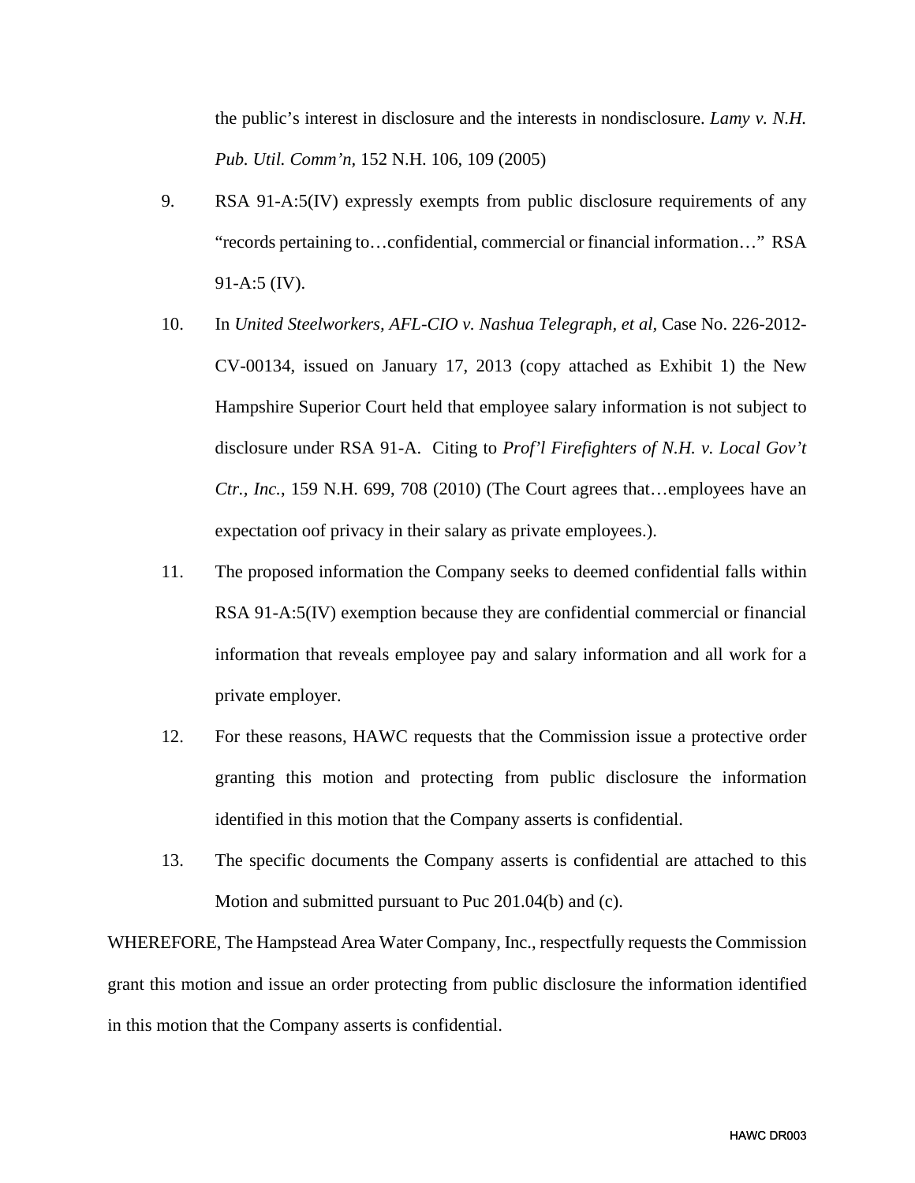the public's interest in disclosure and the interests in nondisclosure. *Lamy v. N.H. Pub. Util. Comm'n*, 152 N.H. 106, 109 (2005)

9. RSA 91-A:5(IV) expressly exempts from public disclosure requirements of any "records pertaining to…confidential, commercial or financial information…" RSA 91-A:5 (IV).

10. In *United Steelworkers, AFL-CIO v. Nashua Telegraph, et al*, Case No. 226-2012-CV-00134, issued on January 17, 2013 (copy attached as Exhibit 1) the New Hampshire Superior Court held that employee salary information is not subject to disclosure under RSA 91-A. Citing to *Prof'l Firefighters of N.H. v. Local Gov't Ctr., Inc.*, 159 N.H. 699, 708 (2010) (The Court agrees that…employees have an expectation oof privacy in their salary as private employees.).

11. The proposed information the Company seeks to deemed confidential falls within RSA 91-A:5(IV) exemption because they are confidential commercial or financial information that reveals employee pay and salary information and all work for a private employer.

12. For these reasons, HAWC requests that the Commission issue a protective order granting this motion and protecting from public disclosure the information identified in this motion that the Company asserts is confidential.

13. The specific documents the Company asserts is confidential are attached to this Motion and submitted pursuant to Puc 201.04(b) and (c).

WHEREFORE, The Hampstead Area Water Company, Inc., respectfully requests the Commission grant this motion and issue an order protecting from public disclosure the information identified in this motion that the Company asserts is confidential.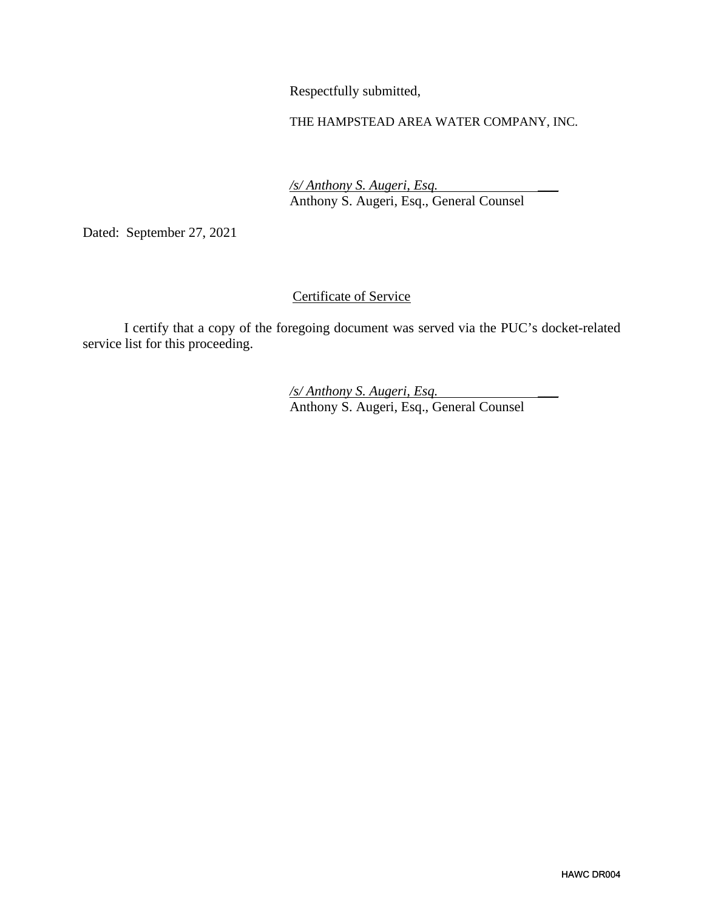Respectfully submitted,

THE HAMPSTEAD AREA WATER COMPANY, INC.

*/s/ Anthony S. Augeri, Esq.*
Anthony S. Augeri, Esq., General Counsel

Dated: September 27, 2021

Certificate of Service

I certify that a copy of the foregoing document was served via the PUC's docket-related service list for this proceeding.

*/s/ Anthony S. Augeri, Esq.*
Anthony S. Augeri, Esq., General Counsel

HAWC DR004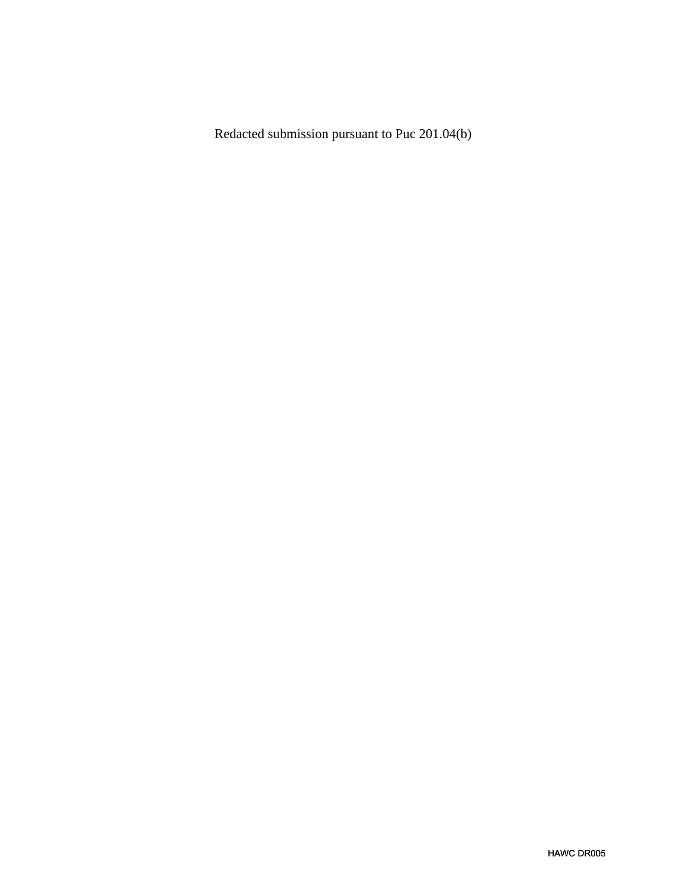Redacted submission pursuant to Puc 201.04(b)

HAWC DR005